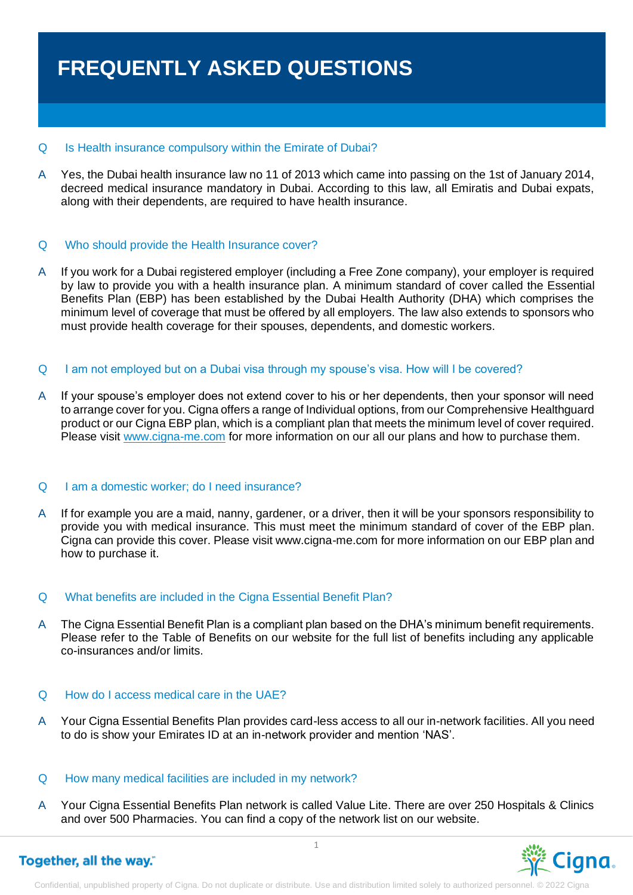# FREQUENTLY ASKED QUESTIONS

**Q** Is Health insurance compulsory within the Emirate of Dubai?

**A** Yes, the Dubai health insurance law no 11 of 2013 which came into passing on the 1st of January 2014, decreed medical insurance mandatory in Dubai. According to this law, all Emiratis and Dubai expats, along with their dependents, are required to have health insurance.

**Q** Who should provide the Health Insurance cover?

**A** If you work for a Dubai registered employer (including a Free Zone company), your employer is required by law to provide you with a health insurance plan. A minimum standard of cover called the Essential Benefits Plan (EBP) has been established by the Dubai Health Authority (DHA) which comprises the minimum level of coverage that must be offered by all employers. The law also extends to sponsors who must provide health coverage for their spouses, dependents, and domestic workers.

**Q** I am not employed but on a Dubai visa through my spouse's visa. How will I be covered?

**A** If your spouse's employer does not extend cover to his or her dependents, then your sponsor will need to arrange cover for you. Cigna offers a range of Individual options, from our Comprehensive Healthguard product or our Cigna EBP plan, which is a compliant plan that meets the minimum level of cover required. Please visit [www.cigna-me.com](http://www.cigna-me.com) for more information on our all our plans and how to purchase them.

**Q** I am a domestic worker; do I need insurance?

**A** If for example you are a maid, nanny, gardener, or a driver, then it will be your sponsors responsibility to provide you with medical insurance. This must meet the minimum standard of cover of the EBP plan. Cigna can provide this cover. Please visit www.cigna-me.com for more information on our EBP plan and how to purchase it.

**Q** What benefits are included in the Cigna Essential Benefit Plan?

**A** The Cigna Essential Benefit Plan is a compliant plan based on the DHA's minimum benefit requirements. Please refer to the Table of Benefits on our website for the full list of benefits including any applicable co-insurances and/or limits.

**Q** How do I access medical care in the UAE?

**A** Your Cigna Essential Benefits Plan provides card-less access to all our in-network facilities. All you need to do is show your Emirates ID at an in-network provider and mention 'NAS'.

**Q** How many medical facilities are included in my network?

**A** Your Cigna Essential Benefits Plan network is called Value Lite. There are over 250 Hospitals & Clinics and over 500 Pharmacies. You can find a copy of the network list on our website.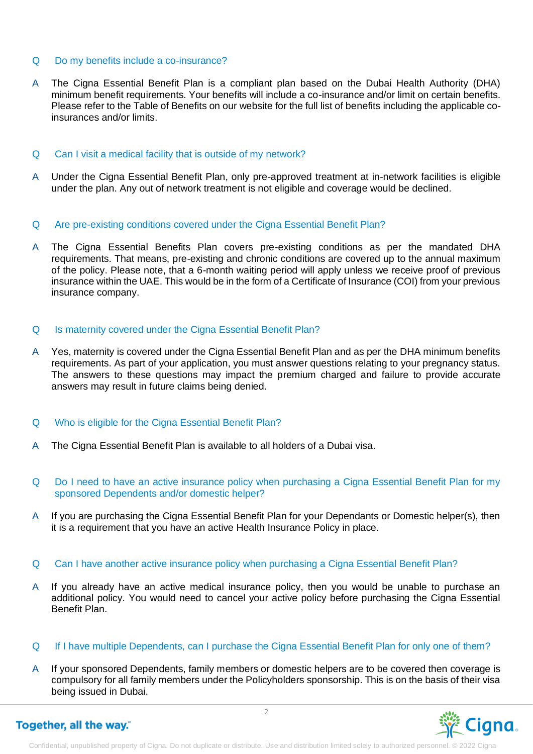**Q** Do my benefits include a co-insurance?

**A** The Cigna Essential Benefit Plan is a compliant plan based on the Dubai Health Authority (DHA) minimum benefit requirements. Your benefits will include a co-insurance and/or limit on certain benefits. Please refer to the Table of Benefits on our website for the full list of benefits including the applicable co-insurances and/or limits.

**Q** Can I visit a medical facility that is outside of my network?

**A** Under the Cigna Essential Benefit Plan, only pre-approved treatment at in-network facilities is eligible under the plan. Any out of network treatment is not eligible and coverage would be declined.

**Q** Are pre-existing conditions covered under the Cigna Essential Benefit Plan?

**A** The Cigna Essential Benefits Plan covers pre-existing conditions as per the mandated DHA requirements. That means, pre-existing and chronic conditions are covered up to the annual maximum of the policy. Please note, that a 6-month waiting period will apply unless we receive proof of previous insurance within the UAE. This would be in the form of a Certificate of Insurance (COI) from your previous insurance company.

**Q** Is maternity covered under the Cigna Essential Benefit Plan?

**A** Yes, maternity is covered under the Cigna Essential Benefit Plan and as per the DHA minimum benefits requirements. As part of your application, you must answer questions relating to your pregnancy status. The answers to these questions may impact the premium charged and failure to provide accurate answers may result in future claims being denied.

**Q** Who is eligible for the Cigna Essential Benefit Plan?

**A** The Cigna Essential Benefit Plan is available to all holders of a Dubai visa.

**Q** Do I need to have an active insurance policy when purchasing a Cigna Essential Benefit Plan for my sponsored Dependents and/or domestic helper?

**A** If you are purchasing the Cigna Essential Benefit Plan for your Dependants or Domestic helper(s), then it is a requirement that you have an active Health Insurance Policy in place.

**Q** Can I have another active insurance policy when purchasing a Cigna Essential Benefit Plan?

**A** If you already have an active medical insurance policy, then you would be unable to purchase an additional policy. You would need to cancel your active policy before purchasing the Cigna Essential Benefit Plan.

**Q** If I have multiple Dependents, can I purchase the Cigna Essential Benefit Plan for only one of them?

**A** If your sponsored Dependents, family members or domestic helpers are to be covered then coverage is compulsory for all family members under the Policyholders sponsorship. This is on the basis of their visa being issued in Dubai.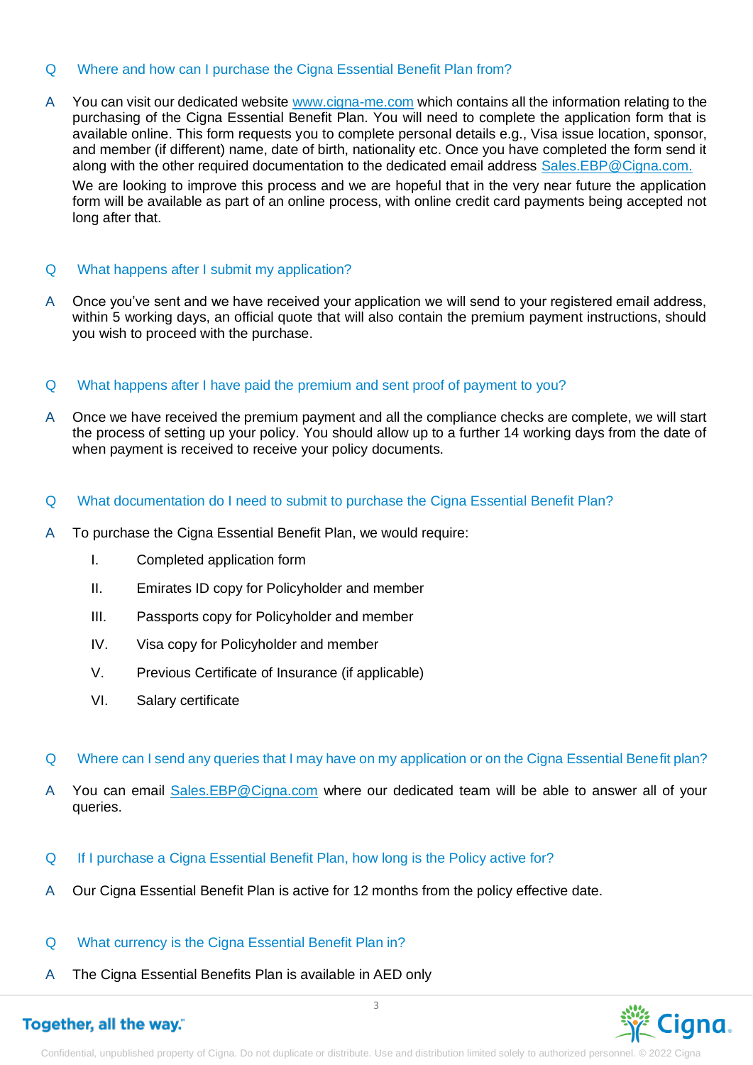**Q Where and how can I purchase the Cigna Essential Benefit Plan from?**

A You can visit our dedicated website [www.cigna-me.com](http://www.cigna-me.com) which contains all the information relating to the purchasing of the Cigna Essential Benefit Plan. You will need to complete the application form that is available online. This form requests you to complete personal details e.g., Visa issue location, sponsor, and member (if different) name, date of birth, nationality etc. Once you have completed the form send it along with the other required documentation to the dedicated email address Sales.EBP@Cigna.com.

We are looking to improve this process and we are hopeful that in the very near future the application form will be available as part of an online process, with online credit card payments being accepted not long after that.

**Q What happens after I submit my application?**

A Once you've sent and we have received your application we will send to your registered email address, within 5 working days, an official quote that will also contain the premium payment instructions, should you wish to proceed with the purchase.

**Q What happens after I have paid the premium and sent proof of payment to you?**

A Once we have received the premium payment and all the compliance checks are complete, we will start the process of setting up your policy. You should allow up to a further 14 working days from the date of when payment is received to receive your policy documents.

**Q What documentation do I need to submit to purchase the Cigna Essential Benefit Plan?**

A To purchase the Cigna Essential Benefit Plan, we would require:

I. Completed application form

II. Emirates ID copy for Policyholder and member

III. Passports copy for Policyholder and member

IV. Visa copy for Policyholder and member

V. Previous Certificate of Insurance (if applicable)

VI. Salary certificate

**Q Where can I send any queries that I may have on my application or on the Cigna Essential Benefit plan?**

A You can email Sales.EBP@Cigna.com where our dedicated team will be able to answer all of your queries.

**Q If I purchase a Cigna Essential Benefit Plan, how long is the Policy active for?**

A Our Cigna Essential Benefit Plan is active for 12 months from the policy effective date.

**Q What currency is the Cigna Essential Benefit Plan in?**

A The Cigna Essential Benefits Plan is available in AED only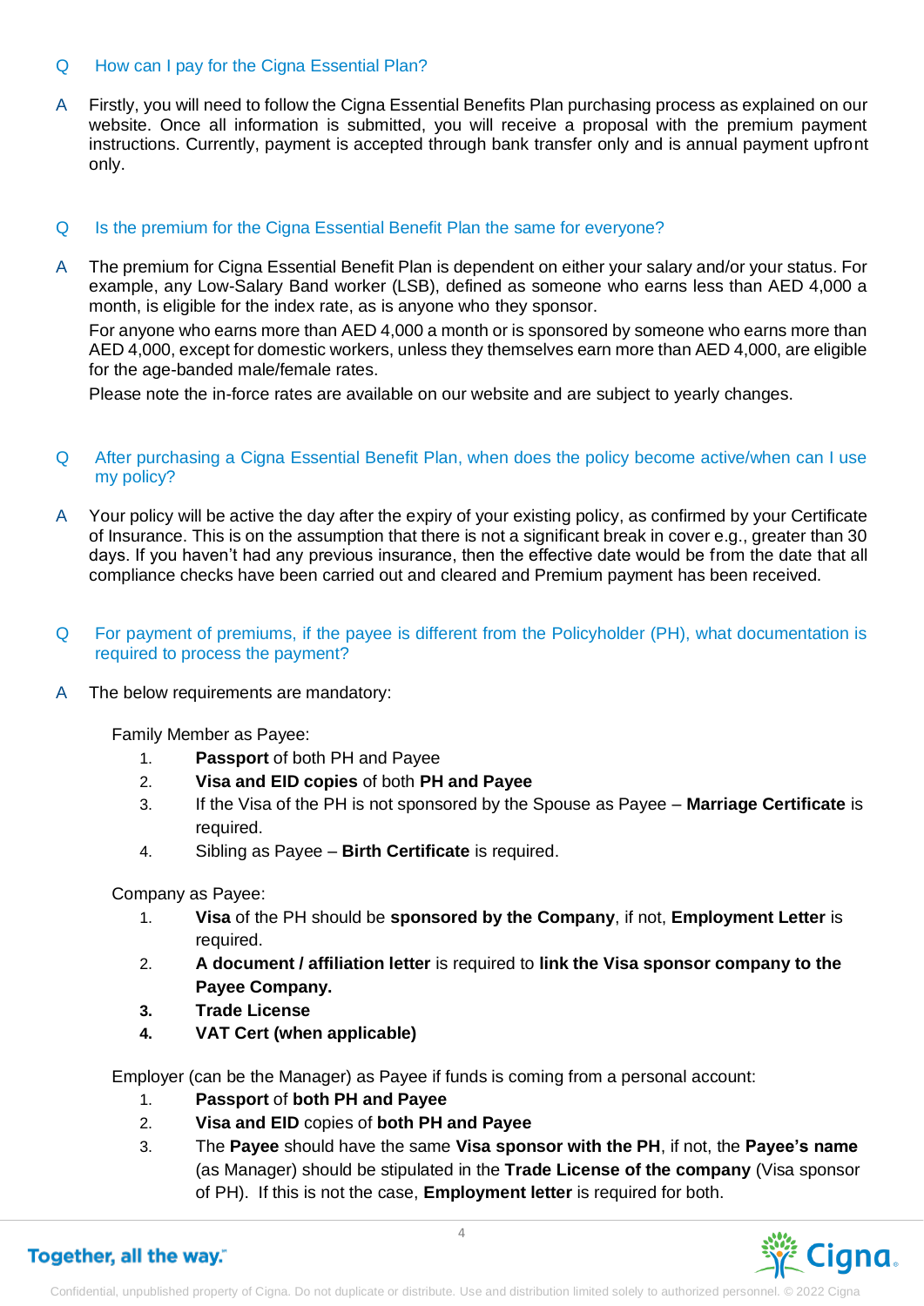**Q** How can I pay for the Cigna Essential Plan?

**A** Firstly, you will need to follow the Cigna Essential Benefits Plan purchasing process as explained on our website. Once all information is submitted, you will receive a proposal with the premium payment instructions. Currently, payment is accepted through bank transfer only and is annual payment upfront only.

**Q** Is the premium for the Cigna Essential Benefit Plan the same for everyone?

**A** The premium for Cigna Essential Benefit Plan is dependent on either your salary and/or your status. For example, any Low-Salary Band worker (LSB), defined as someone who earns less than AED 4,000 a month, is eligible for the index rate, as is anyone who they sponsor.

For anyone who earns more than AED 4,000 a month or is sponsored by someone who earns more than AED 4,000, except for domestic workers, unless they themselves earn more than AED 4,000, are eligible for the age-banded male/female rates.

Please note the in-force rates are available on our website and are subject to yearly changes.

**Q** After purchasing a Cigna Essential Benefit Plan, when does the policy become active/when can I use my policy?

**A** Your policy will be active the day after the expiry of your existing policy, as confirmed by your Certificate of Insurance. This is on the assumption that there is not a significant break in cover e.g., greater than 30 days. If you haven't had any previous insurance, then the effective date would be from the date that all compliance checks have been carried out and cleared and Premium payment has been received.

**Q** For payment of premiums, if the payee is different from the Policyholder (PH), what documentation is required to process the payment?

**A** The below requirements are mandatory:

Family Member as Payee:

1. **Passport** of both PH and Payee
2. **Visa and EID copies** of both **PH and Payee**
3. If the Visa of the PH is not sponsored by the Spouse as Payee – **Marriage Certificate** is required.
4. Sibling as Payee – **Birth Certificate** is required.

Company as Payee:

1. **Visa** of the PH should be **sponsored by the Company**, if not, **Employment Letter** is required.
2. **A document / affiliation letter** is required to **link the Visa sponsor company to the Payee Company.**
3. **Trade License**
4. **VAT Cert (when applicable)**

Employer (can be the Manager) as Payee if funds is coming from a personal account:

1. **Passport** of **both PH and Payee**
2. **Visa and EID** copies of **both PH and Payee**
3. The **Payee** should have the same **Visa sponsor with the PH**, if not, the **Payee's name** (as Manager) should be stipulated in the **Trade License of the company** (Visa sponsor of PH). If this is not the case, **Employment letter** is required for both.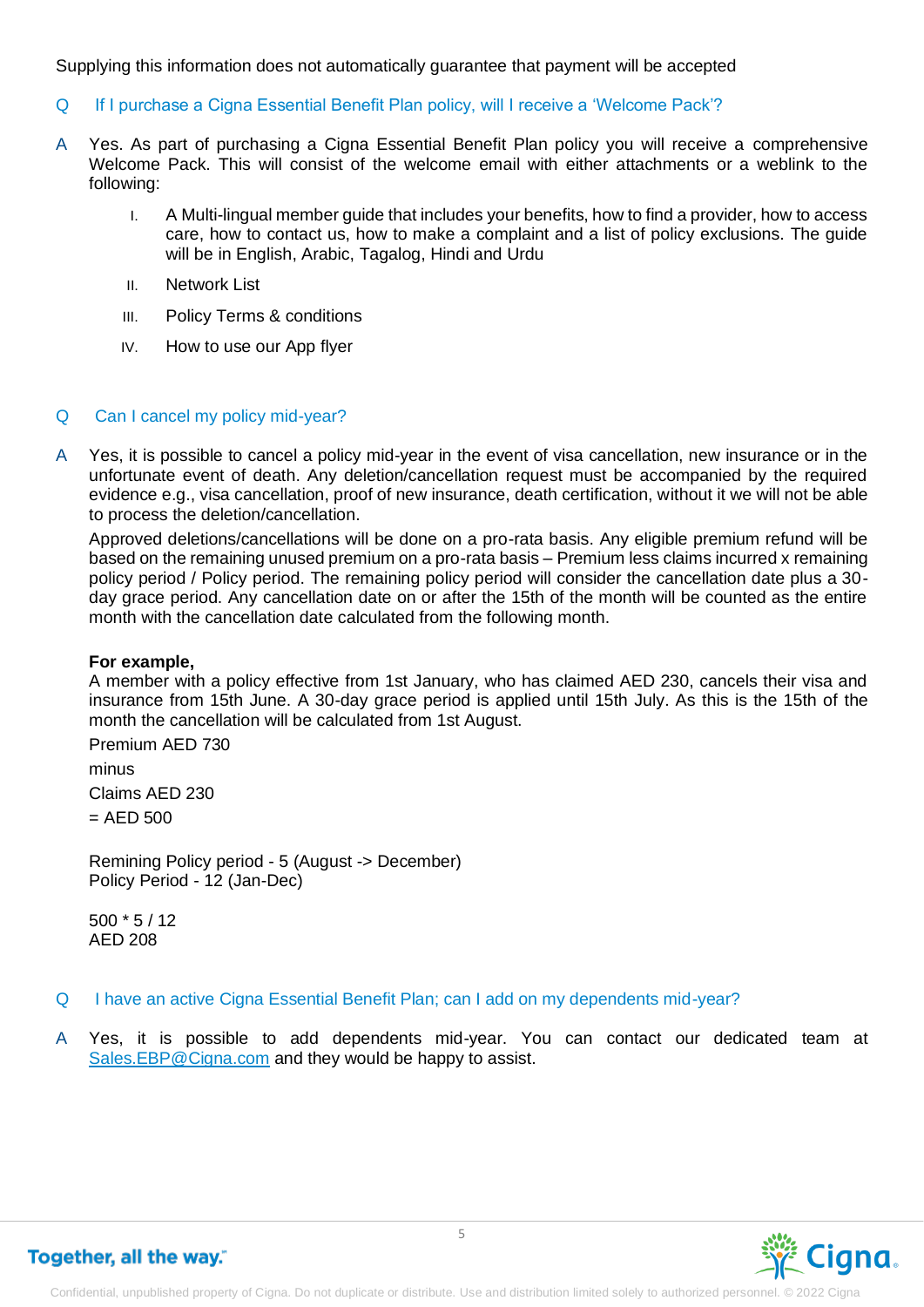Supplying this information does not automatically guarantee that payment will be accepted

**Q** If I purchase a Cigna Essential Benefit Plan policy, will I receive a 'Welcome Pack'?

**A** Yes. As part of purchasing a Cigna Essential Benefit Plan policy you will receive a comprehensive Welcome Pack. This will consist of the welcome email with either attachments or a weblink to the following:

I. A Multi-lingual member guide that includes your benefits, how to find a provider, how to access care, how to contact us, how to make a complaint and a list of policy exclusions. The guide will be in English, Arabic, Tagalog, Hindi and Urdu
II. Network List
III. Policy Terms & conditions
IV. How to use our App flyer

**Q** Can I cancel my policy mid-year?

**A** Yes, it is possible to cancel a policy mid-year in the event of visa cancellation, new insurance or in the unfortunate event of death. Any deletion/cancellation request must be accompanied by the required evidence e.g., visa cancellation, proof of new insurance, death certification, without it we will not be able to process the deletion/cancellation.

Approved deletions/cancellations will be done on a pro-rata basis. Any eligible premium refund will be based on the remaining unused premium on a pro-rata basis – Premium less claims incurred x remaining policy period / Policy period. The remaining policy period will consider the cancellation date plus a 30-day grace period. Any cancellation date on or after the 15th of the month will be counted as the entire month with the cancellation date calculated from the following month.

**For example,**
A member with a policy effective from 1st January, who has claimed AED 230, cancels their visa and insurance from 15th June. A 30-day grace period is applied until 15th July. As this is the 15th of the month the cancellation will be calculated from 1st August.

Premium AED 730

minus

Claims AED 230

= AED 500

Remining Policy period - 5 (August -> December)
Policy Period - 12 (Jan-Dec)

500 * 5 / 12
AED 208

**Q** I have an active Cigna Essential Benefit Plan; can I add on my dependents mid-year?

**A** Yes, it is possible to add dependents mid-year. You can contact our dedicated team at Sales.EBP@Cigna.com and they would be happy to assist.